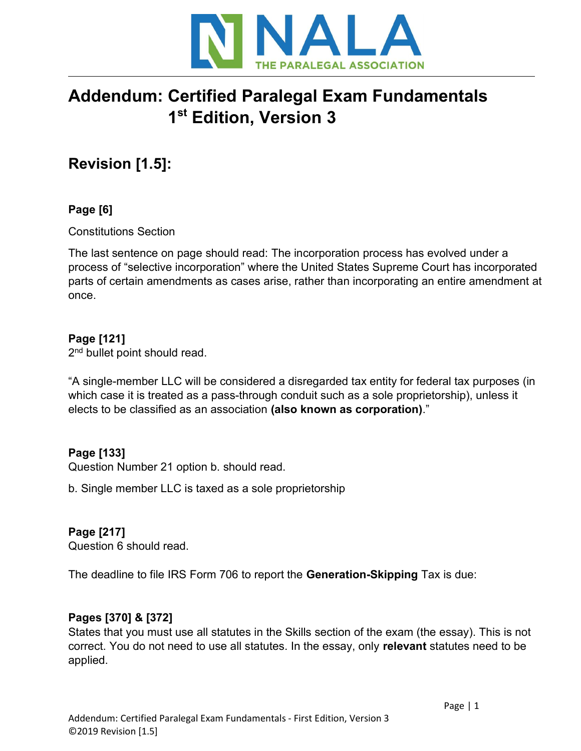NALA THE PARALEGAL ASSOCIATION

# Addendum: Certified Paralegal Exam Fundamentals 1st Edition, Version 3

## Revision [1.5]:

**Page [6]**

Constitutions Section

The last sentence on page should read: The incorporation process has evolved under a process of "selective incorporation" where the United States Supreme Court has incorporated parts of certain amendments as cases arise, rather than incorporating an entire amendment at once.

**Page [121]**

2nd bullet point should read.

"A single-member LLC will be considered a disregarded tax entity for federal tax purposes (in which case it is treated as a pass-through conduit such as a sole proprietorship), unless it elects to be classified as an association **(also known as corporation)**."

**Page [133]**

Question Number 21 option b. should read.

b. Single member LLC is taxed as a sole proprietorship

**Page [217]**

Question 6 should read.

The deadline to file IRS Form 706 to report the **Generation-Skipping** Tax is due:

**Pages [370] & [372]**

States that you must use all statutes in the Skills section of the exam (the essay). This is not correct. You do not need to use all statutes. In the essay, only **relevant** statutes need to be applied.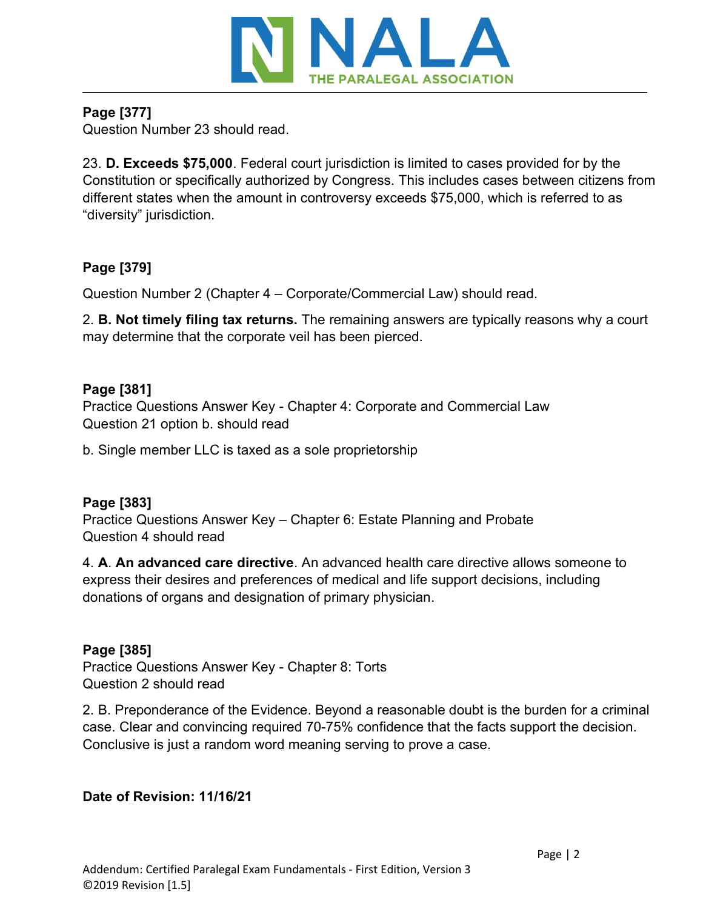**Page [377]**
Question Number 23 should read.

23. **D. Exceeds $75,000**. Federal court jurisdiction is limited to cases provided for by the Constitution or specifically authorized by Congress. This includes cases between citizens from different states when the amount in controversy exceeds $75,000, which is referred to as "diversity" jurisdiction.

**Page [379]**

Question Number 2 (Chapter 4 – Corporate/Commercial Law) should read.

2. **B. Not timely filing tax returns.** The remaining answers are typically reasons why a court may determine that the corporate veil has been pierced.

**Page [381]**
Practice Questions Answer Key - Chapter 4: Corporate and Commercial Law
Question 21 option b. should read

b. Single member LLC is taxed as a sole proprietorship

**Page [383]**
Practice Questions Answer Key – Chapter 6: Estate Planning and Probate
Question 4 should read

4. **A**. **An advanced care directive**. An advanced health care directive allows someone to express their desires and preferences of medical and life support decisions, including donations of organs and designation of primary physician.

**Page [385]**
Practice Questions Answer Key - Chapter 8: Torts
Question 2 should read

2. B. Preponderance of the Evidence. Beyond a reasonable doubt is the burden for a criminal case. Clear and convincing required 70-75% confidence that the facts support the decision. Conclusive is just a random word meaning serving to prove a case.

**Date of Revision: 11/16/21**

Addendum: Certified Paralegal Exam Fundamentals - First Edition, Version 3
©2019 Revision [1.5]